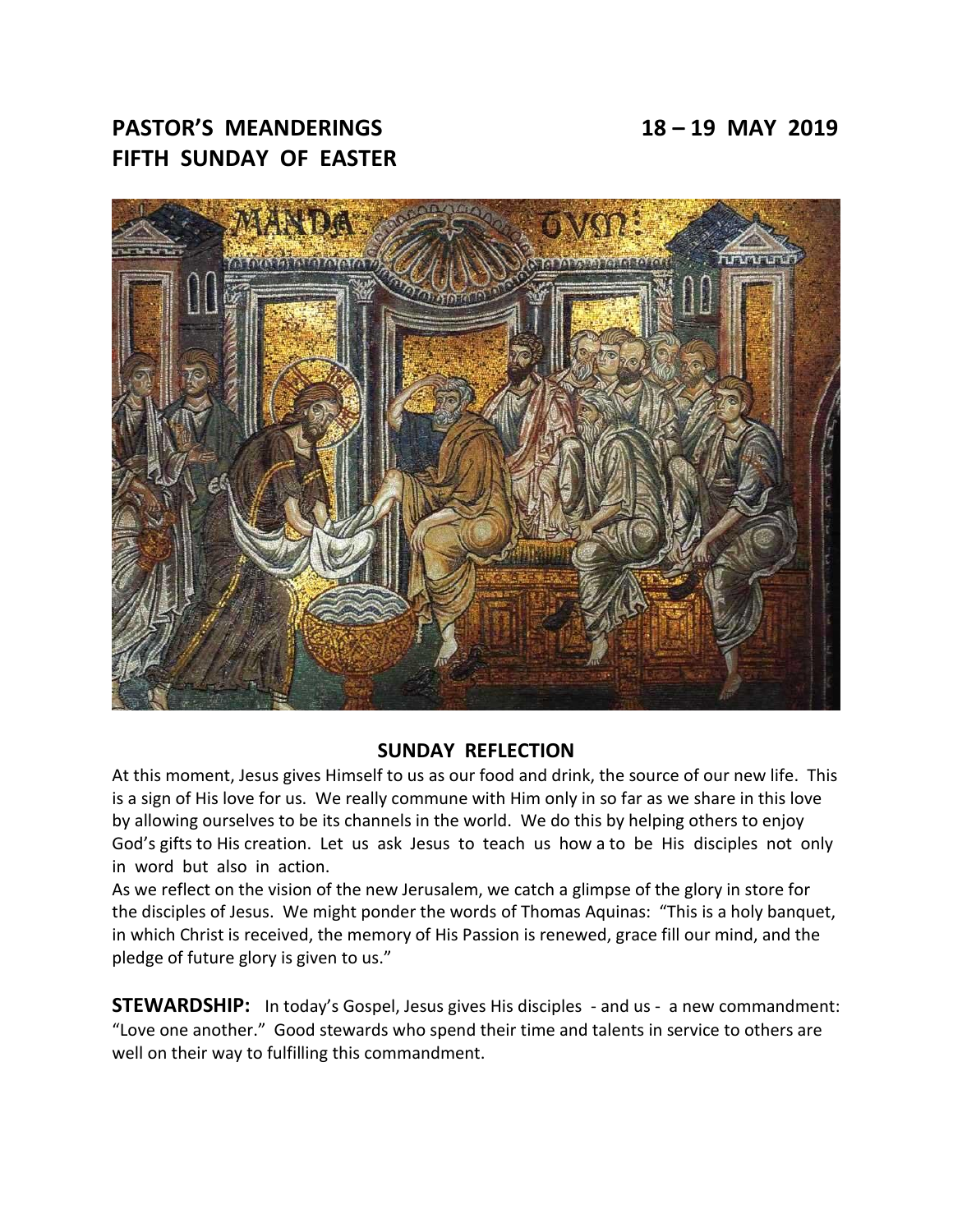# PASTOR'S MEANDERINGS 18 – 19 MAY 2019
# FIFTH SUNDAY OF EASTER

## SUNDAY REFLECTION

At this moment, Jesus gives Himself to us as our food and drink, the source of our new life. This is a sign of His love for us. We really commune with Him only in so far as we share in this love by allowing ourselves to be its channels in the world. We do this by helping others to enjoy God's gifts to His creation. Let us ask Jesus to teach us how a to be His disciples not only in word but also in action.

As we reflect on the vision of the new Jerusalem, we catch a glimpse of the glory in store for the disciples of Jesus. We might ponder the words of Thomas Aquinas: "This is a holy banquet, in which Christ is received, the memory of His Passion is renewed, grace fill our mind, and the pledge of future glory is given to us."

**STEWARDSHIP:** In today's Gospel, Jesus gives His disciples - and us - a new commandment: "Love one another." Good stewards who spend their time and talents in service to others are well on their way to fulfilling this commandment.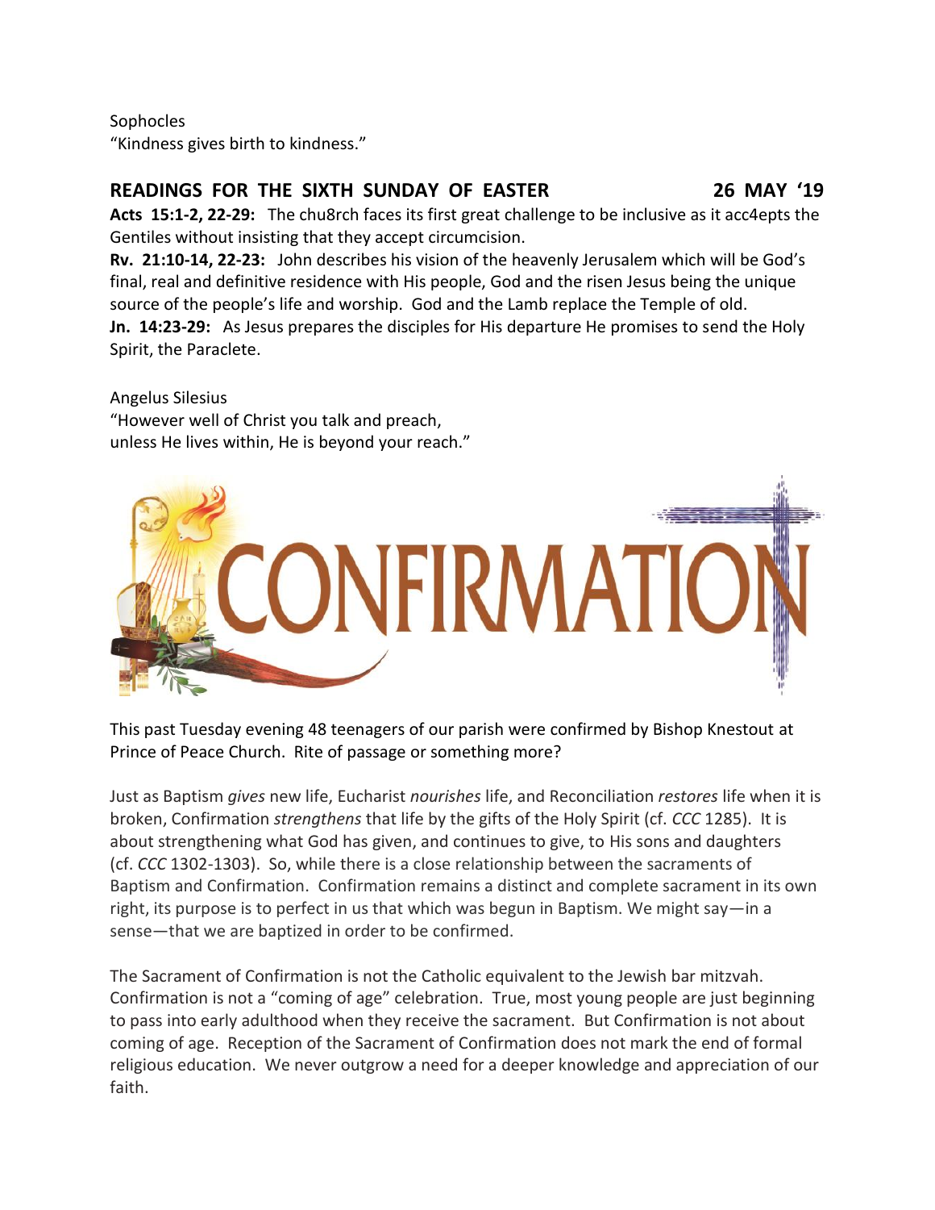Sophocles
"Kindness gives birth to kindness."

## READINGS FOR THE SIXTH SUNDAY OF EASTER 26 MAY '19

**Acts 15:1-2, 22-29:** The chu8rch faces its first great challenge to be inclusive as it acc4epts the Gentiles without insisting that they accept circumcision.

**Rv. 21:10-14, 22-23:** John describes his vision of the heavenly Jerusalem which will be God's final, real and definitive residence with His people, God and the risen Jesus being the unique source of the people's life and worship. God and the Lamb replace the Temple of old.

**Jn. 14:23-29:** As Jesus prepares the disciples for His departure He promises to send the Holy Spirit, the Paraclete.

Angelus Silesius
"However well of Christ you talk and preach,
unless He lives within, He is beyond your reach."

# CONFIRMATION

This past Tuesday evening 48 teenagers of our parish were confirmed by Bishop Knestout at Prince of Peace Church. Rite of passage or something more?

Just as Baptism *gives* new life, Eucharist *nourishes* life, and Reconciliation *restores* life when it is broken, Confirmation *strengthens* that life by the gifts of the Holy Spirit (cf. *CCC* 1285). It is about strengthening what God has given, and continues to give, to His sons and daughters (cf. *CCC* 1302-1303). So, while there is a close relationship between the sacraments of Baptism and Confirmation. Confirmation remains a distinct and complete sacrament in its own right, its purpose is to perfect in us that which was begun in Baptism. We might say—in a sense—that we are baptized in order to be confirmed.

The Sacrament of Confirmation is not the Catholic equivalent to the Jewish bar mitzvah. Confirmation is not a "coming of age" celebration. True, most young people are just beginning to pass into early adulthood when they receive the sacrament. But Confirmation is not about coming of age. Reception of the Sacrament of Confirmation does not mark the end of formal religious education. We never outgrow a need for a deeper knowledge and appreciation of our faith.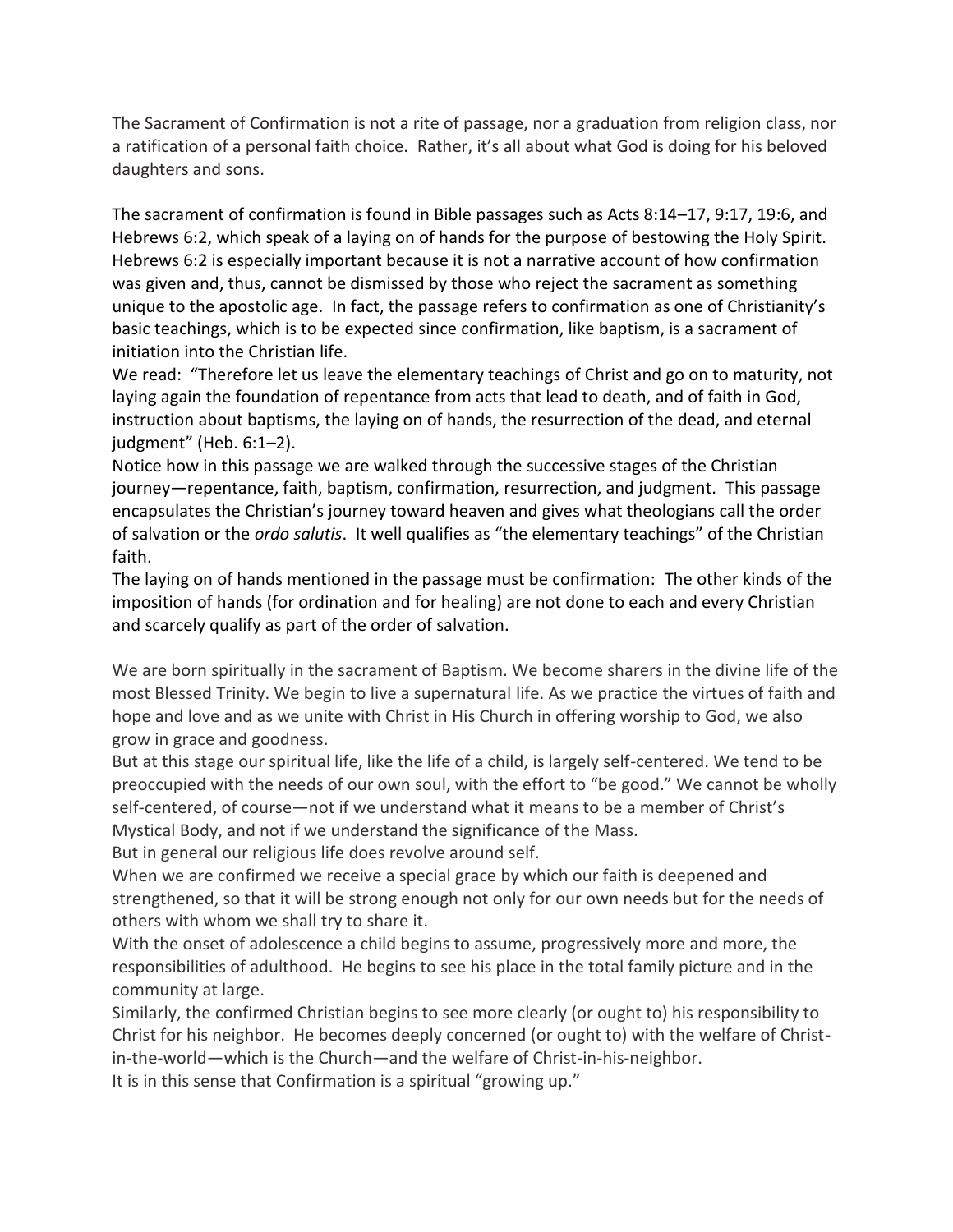The Sacrament of Confirmation is not a rite of passage, nor a graduation from religion class, nor a ratification of a personal faith choice.  Rather, it's all about what God is doing for his beloved daughters and sons.

The sacrament of confirmation is found in Bible passages such as Acts 8:14–17, 9:17, 19:6, and Hebrews 6:2, which speak of a laying on of hands for the purpose of bestowing the Holy Spirit. Hebrews 6:2 is especially important because it is not a narrative account of how confirmation was given and, thus, cannot be dismissed by those who reject the sacrament as something unique to the apostolic age.  In fact, the passage refers to confirmation as one of Christianity's basic teachings, which is to be expected since confirmation, like baptism, is a sacrament of initiation into the Christian life.

We read:  "Therefore let us leave the elementary teachings of Christ and go on to maturity, not laying again the foundation of repentance from acts that lead to death, and of faith in God, instruction about baptisms, the laying on of hands, the resurrection of the dead, and eternal judgment" (Heb. 6:1–2).

Notice how in this passage we are walked through the successive stages of the Christian journey—repentance, faith, baptism, confirmation, resurrection, and judgment.  This passage encapsulates the Christian's journey toward heaven and gives what theologians call the order of salvation or the *ordo salutis*.  It well qualifies as "the elementary teachings" of the Christian faith.

The laying on of hands mentioned in the passage must be confirmation:  The other kinds of the imposition of hands (for ordination and for healing) are not done to each and every Christian and scarcely qualify as part of the order of salvation.

We are born spiritually in the sacrament of Baptism. We become sharers in the divine life of the most Blessed Trinity. We begin to live a supernatural life. As we practice the virtues of faith and hope and love and as we unite with Christ in His Church in offering worship to God, we also grow in grace and goodness.

But at this stage our spiritual life, like the life of a child, is largely self-centered. We tend to be preoccupied with the needs of our own soul, with the effort to "be good." We cannot be wholly self-centered, of course—not if we understand what it means to be a member of Christ's Mystical Body, and not if we understand the significance of the Mass.

But in general our religious life does revolve around self.

When we are confirmed we receive a special grace by which our faith is deepened and strengthened, so that it will be strong enough not only for our own needs but for the needs of others with whom we shall try to share it.

With the onset of adolescence a child begins to assume, progressively more and more, the responsibilities of adulthood.  He begins to see his place in the total family picture and in the community at large.

Similarly, the confirmed Christian begins to see more clearly (or ought to) his responsibility to Christ for his neighbor.  He becomes deeply concerned (or ought to) with the welfare of Christ-in-the-world—which is the Church—and the welfare of Christ-in-his-neighbor.

It is in this sense that Confirmation is a spiritual "growing up."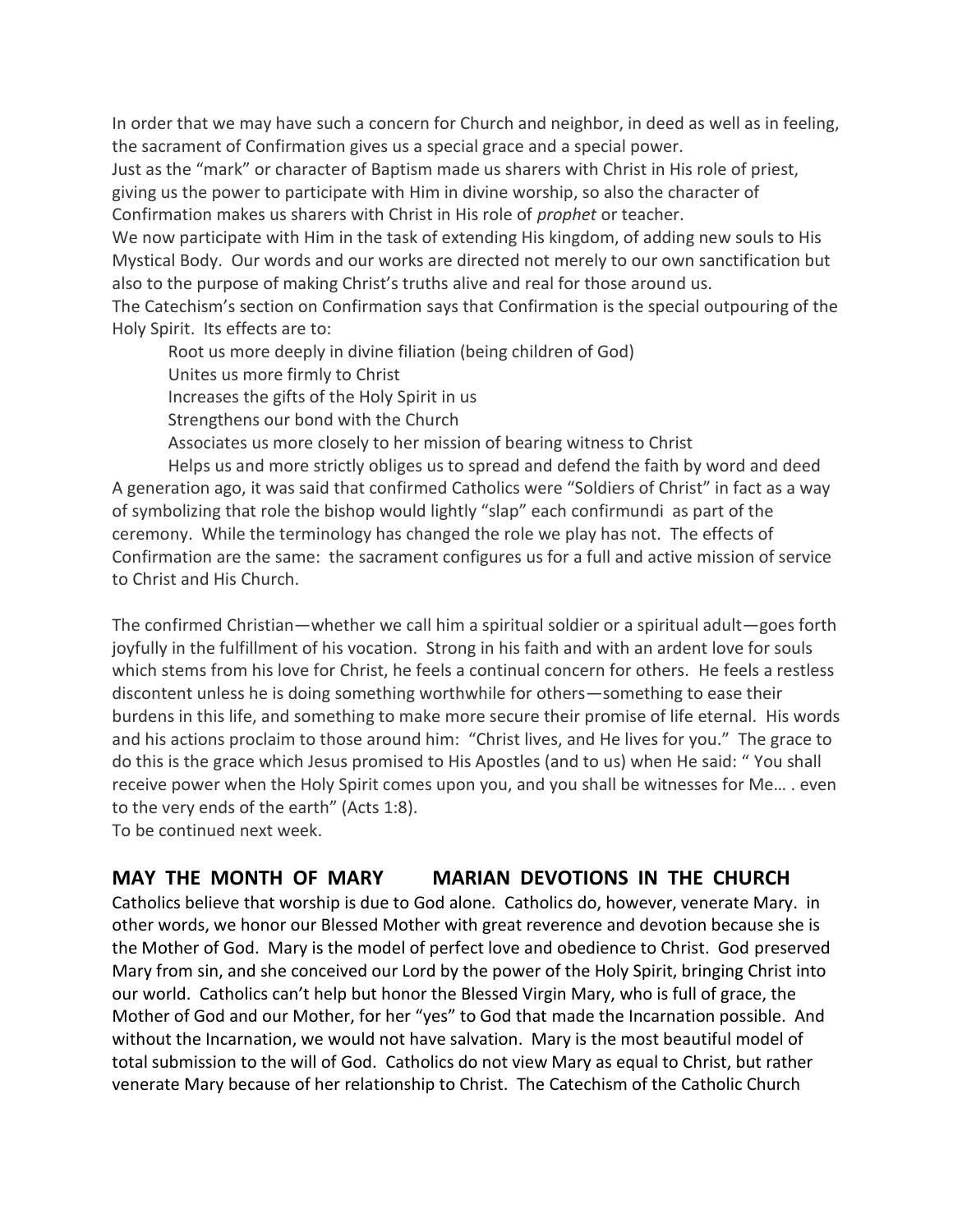In order that we may have such a concern for Church and neighbor, in deed as well as in feeling, the sacrament of Confirmation gives us a special grace and a special power.

Just as the "mark" or character of Baptism made us sharers with Christ in His role of priest, giving us the power to participate with Him in divine worship, so also the character of Confirmation makes us sharers with Christ in His role of *prophet* or teacher.

We now participate with Him in the task of extending His kingdom, of adding new souls to His Mystical Body. Our words and our works are directed not merely to our own sanctification but also to the purpose of making Christ's truths alive and real for those around us.

The Catechism's section on Confirmation says that Confirmation is the special outpouring of the Holy Spirit. Its effects are to:

Root us more deeply in divine filiation (being children of God)
Unites us more firmly to Christ
Increases the gifts of the Holy Spirit in us
Strengthens our bond with the Church
Associates us more closely to her mission of bearing witness to Christ
Helps us and more strictly obliges us to spread and defend the faith by word and deed

A generation ago, it was said that confirmed Catholics were "Soldiers of Christ" in fact as a way of symbolizing that role the bishop would lightly "slap" each confirmundi as part of the ceremony. While the terminology has changed the role we play has not. The effects of Confirmation are the same: the sacrament configures us for a full and active mission of service to Christ and His Church.

The confirmed Christian—whether we call him a spiritual soldier or a spiritual adult—goes forth joyfully in the fulfillment of his vocation. Strong in his faith and with an ardent love for souls which stems from his love for Christ, he feels a continual concern for others. He feels a restless discontent unless he is doing something worthwhile for others—something to ease their burdens in this life, and something to make more secure their promise of life eternal. His words and his actions proclaim to those around him: "Christ lives, and He lives for you." The grace to do this is the grace which Jesus promised to His Apostles (and to us) when He said: " You shall receive power when the Holy Spirit comes upon you, and you shall be witnesses for Me… . even to the very ends of the earth" (Acts 1:8).

To be continued next week.

## MAY THE MONTH OF MARY MARIAN DEVOTIONS IN THE CHURCH

Catholics believe that worship is due to God alone. Catholics do, however, venerate Mary. in other words, we honor our Blessed Mother with great reverence and devotion because she is the Mother of God. Mary is the model of perfect love and obedience to Christ. God preserved Mary from sin, and she conceived our Lord by the power of the Holy Spirit, bringing Christ into our world. Catholics can't help but honor the Blessed Virgin Mary, who is full of grace, the Mother of God and our Mother, for her "yes" to God that made the Incarnation possible. And without the Incarnation, we would not have salvation. Mary is the most beautiful model of total submission to the will of God. Catholics do not view Mary as equal to Christ, but rather venerate Mary because of her relationship to Christ. The Catechism of the Catholic Church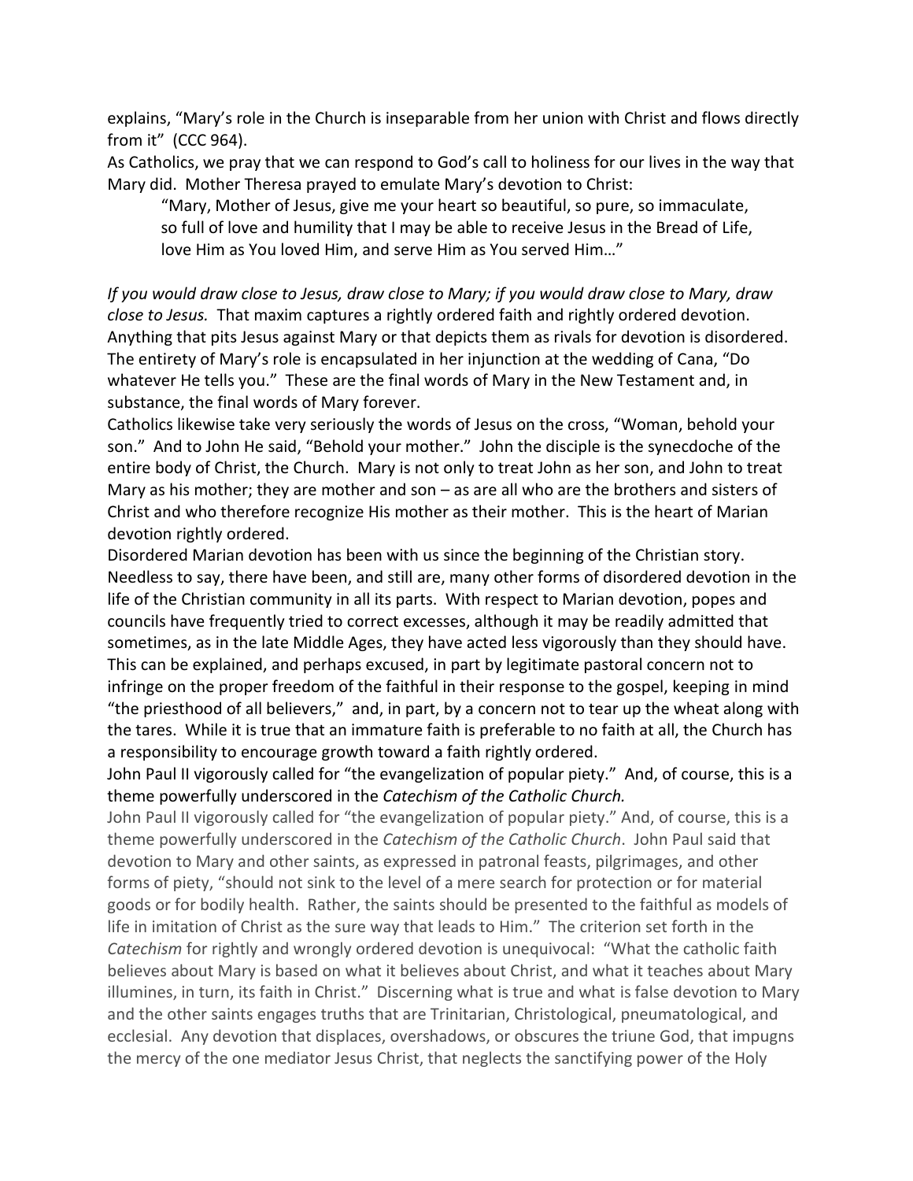explains, “Mary’s role in the Church is inseparable from her union with Christ and flows directly from it” (CCC 964).

As Catholics, we pray that we can respond to God’s call to holiness for our lives in the way that Mary did. Mother Theresa prayed to emulate Mary’s devotion to Christ:

> “Mary, Mother of Jesus, give me your heart so beautiful, so pure, so immaculate, so full of love and humility that I may be able to receive Jesus in the Bread of Life, love Him as You loved Him, and serve Him as You served Him…”

*If you would draw close to Jesus, draw close to Mary; if you would draw close to Mary, draw close to Jesus.* That maxim captures a rightly ordered faith and rightly ordered devotion. Anything that pits Jesus against Mary or that depicts them as rivals for devotion is disordered. The entirety of Mary’s role is encapsulated in her injunction at the wedding of Cana, “Do whatever He tells you.” These are the final words of Mary in the New Testament and, in substance, the final words of Mary forever.

Catholics likewise take very seriously the words of Jesus on the cross, “Woman, behold your son.” And to John He said, “Behold your mother.” John the disciple is the synecdoche of the entire body of Christ, the Church. Mary is not only to treat John as her son, and John to treat Mary as his mother; they are mother and son – as are all who are the brothers and sisters of Christ and who therefore recognize His mother as their mother. This is the heart of Marian devotion rightly ordered.

Disordered Marian devotion has been with us since the beginning of the Christian story. Needless to say, there have been, and still are, many other forms of disordered devotion in the life of the Christian community in all its parts. With respect to Marian devotion, popes and councils have frequently tried to correct excesses, although it may be readily admitted that sometimes, as in the late Middle Ages, they have acted less vigorously than they should have. This can be explained, and perhaps excused, in part by legitimate pastoral concern not to infringe on the proper freedom of the faithful in their response to the gospel, keeping in mind “the priesthood of all believers,” and, in part, by a concern not to tear up the wheat along with the tares. While it is true that an immature faith is preferable to no faith at all, the Church has a responsibility to encourage growth toward a faith rightly ordered.

John Paul II vigorously called for “the evangelization of popular piety.” And, of course, this is a theme powerfully underscored in the *Catechism of the Catholic Church.*

John Paul II vigorously called for “the evangelization of popular piety.” And, of course, this is a theme powerfully underscored in the *Catechism of the Catholic Church*. John Paul said that devotion to Mary and other saints, as expressed in patronal feasts, pilgrimages, and other forms of piety, “should not sink to the level of a mere search for protection or for material goods or for bodily health. Rather, the saints should be presented to the faithful as models of life in imitation of Christ as the sure way that leads to Him.” The criterion set forth in the *Catechism* for rightly and wrongly ordered devotion is unequivocal: “What the catholic faith believes about Mary is based on what it believes about Christ, and what it teaches about Mary illumines, in turn, its faith in Christ.” Discerning what is true and what is false devotion to Mary and the other saints engages truths that are Trinitarian, Christological, pneumatological, and ecclesial. Any devotion that displaces, overshadows, or obscures the triune God, that impugns the mercy of the one mediator Jesus Christ, that neglects the sanctifying power of the Holy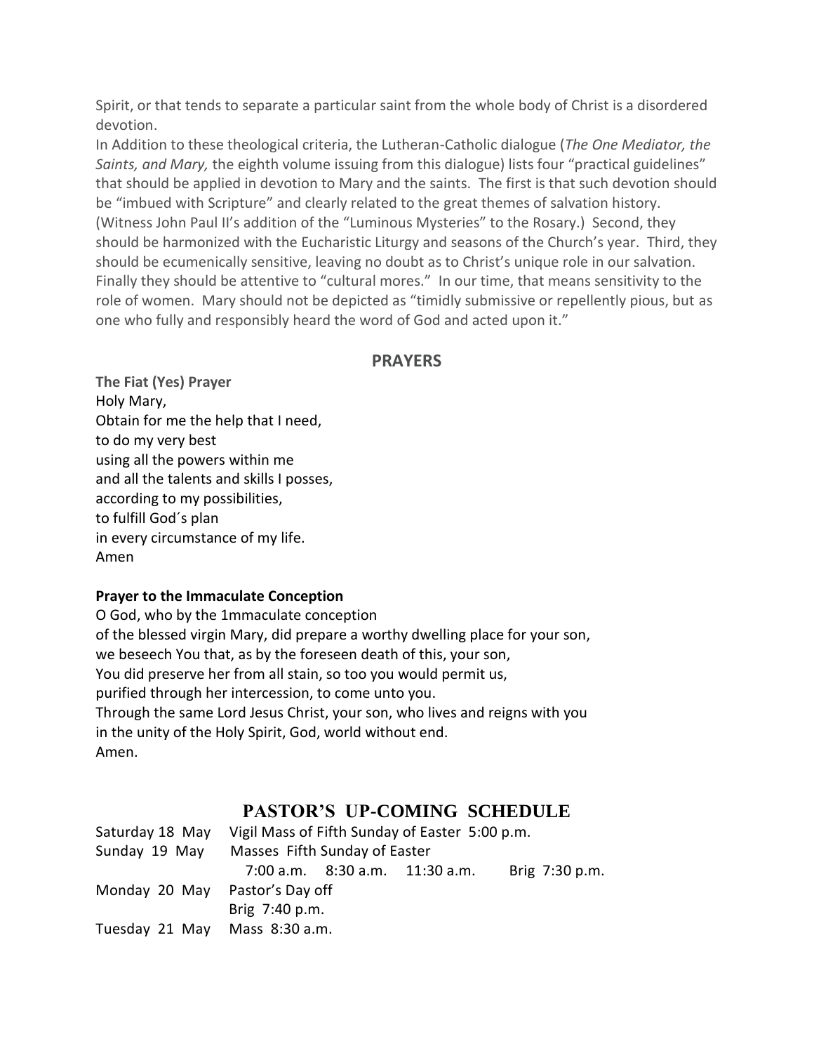Spirit, or that tends to separate a particular saint from the whole body of Christ is a disordered devotion.

In Addition to these theological criteria, the Lutheran-Catholic dialogue (*The One Mediator, the Saints, and Mary,* the eighth volume issuing from this dialogue) lists four "practical guidelines" that should be applied in devotion to Mary and the saints. The first is that such devotion should be "imbued with Scripture" and clearly related to the great themes of salvation history. (Witness John Paul II's addition of the "Luminous Mysteries" to the Rosary.) Second, they should be harmonized with the Eucharistic Liturgy and seasons of the Church's year. Third, they should be ecumenically sensitive, leaving no doubt as to Christ's unique role in our salvation. Finally they should be attentive to "cultural mores." In our time, that means sensitivity to the role of women. Mary should not be depicted as "timidly submissive or repellently pious, but as one who fully and responsibly heard the word of God and acted upon it."

## PRAYERS

**The Fiat (Yes) Prayer**

Holy Mary,
Obtain for me the help that I need,
to do my very best
using all the powers within me
and all the talents and skills I posses,
according to my possibilities,
to fulfill God´s plan
in every circumstance of my life.
Amen

**Prayer to the Immaculate Conception**

O God, who by the 1mmaculate conception
of the blessed virgin Mary, did prepare a worthy dwelling place for your son,
we beseech You that, as by the foreseen death of this, your son,
You did preserve her from all stain, so too you would permit us,
purified through her intercession, to come unto you.
Through the same Lord Jesus Christ, your son, who lives and reigns with you
in the unity of the Holy Spirit, God, world without end.
Amen.

## PASTOR'S UP-COMING SCHEDULE

| | |
|---|---|
| Saturday 18 May | Vigil Mass of Fifth Sunday of Easter 5:00 p.m. |
| Sunday 19 May | Masses Fifth Sunday of Easter |
| | 7:00 a.m. 8:30 a.m. 11:30 a.m. Brig 7:30 p.m. |
| Monday 20 May | Pastor's Day off |
| | Brig 7:40 p.m. |
| Tuesday 21 May | Mass 8:30 a.m. |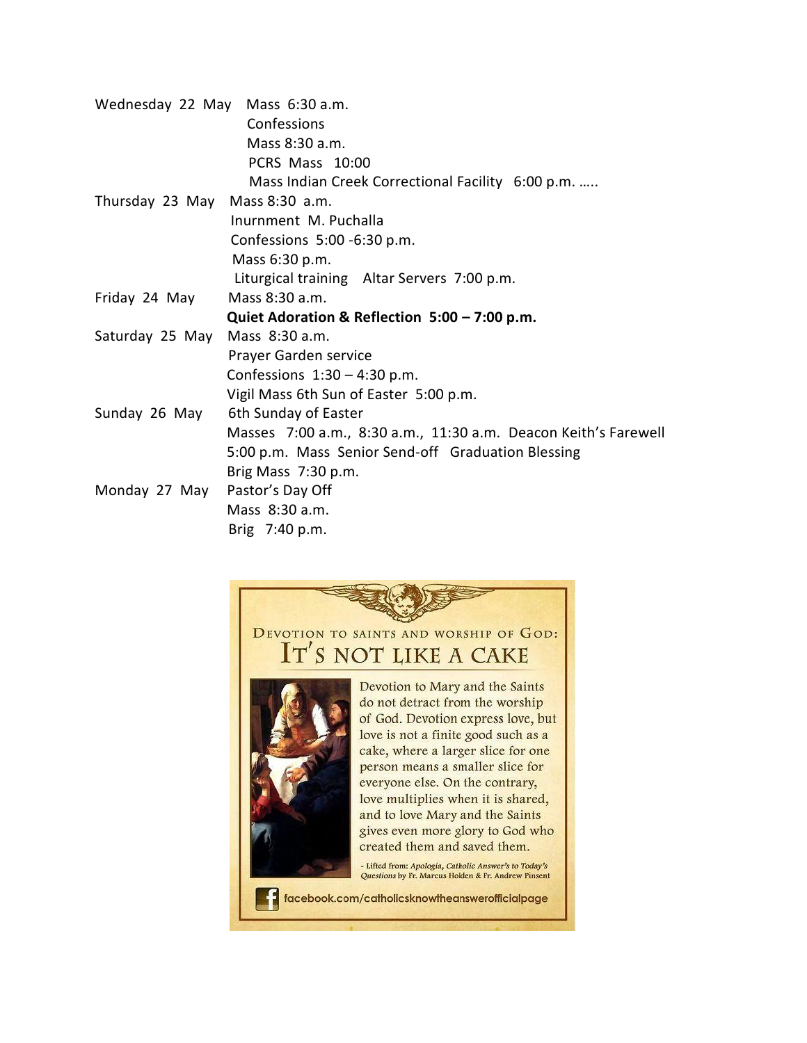Wednesday 22 May  Mass 6:30 a.m.
Confessions
Mass 8:30 a.m.
PCRS Mass 10:00
Mass Indian Creek Correctional Facility 6:00 p.m. …..

Thursday 23 May  Mass 8:30 a.m.
Inurnment M. Puchalla
Confessions 5:00 -6:30 p.m.
Mass 6:30 p.m.
Liturgical training  Altar Servers 7:00 p.m.

Friday 24 May  Mass 8:30 a.m.
**Quiet Adoration & Reflection 5:00 – 7:00 p.m.**

Saturday 25 May  Mass 8:30 a.m.
Prayer Garden service
Confessions 1:30 – 4:30 p.m.
Vigil Mass 6th Sun of Easter 5:00 p.m.

Sunday 26 May  6th Sunday of Easter
Masses 7:00 a.m., 8:30 a.m., 11:30 a.m. Deacon Keith's Farewell
5:00 p.m. Mass Senior Send-off  Graduation Blessing
Brig Mass 7:30 p.m.

Monday 27 May  Pastor's Day Off
Mass 8:30 a.m.
Brig 7:40 p.m.

## Devotion to saints and worship of God: It's not like a cake

Devotion to Mary and the Saints do not detract from the worship of God. Devotion express love, but love is not a finite good such as a cake, where a larger slice for one person means a smaller slice for everyone else. On the contrary, love multiplies when it is shared, and to love Mary and the Saints gives even more glory to God who created them and saved them.

- Lifted from: *Apologia, Catholic Answer's to Today's Questions* by Fr. Marcus Holden & Fr. Andrew Pinsent

facebook.com/catholicsknowtheanswerofficialpage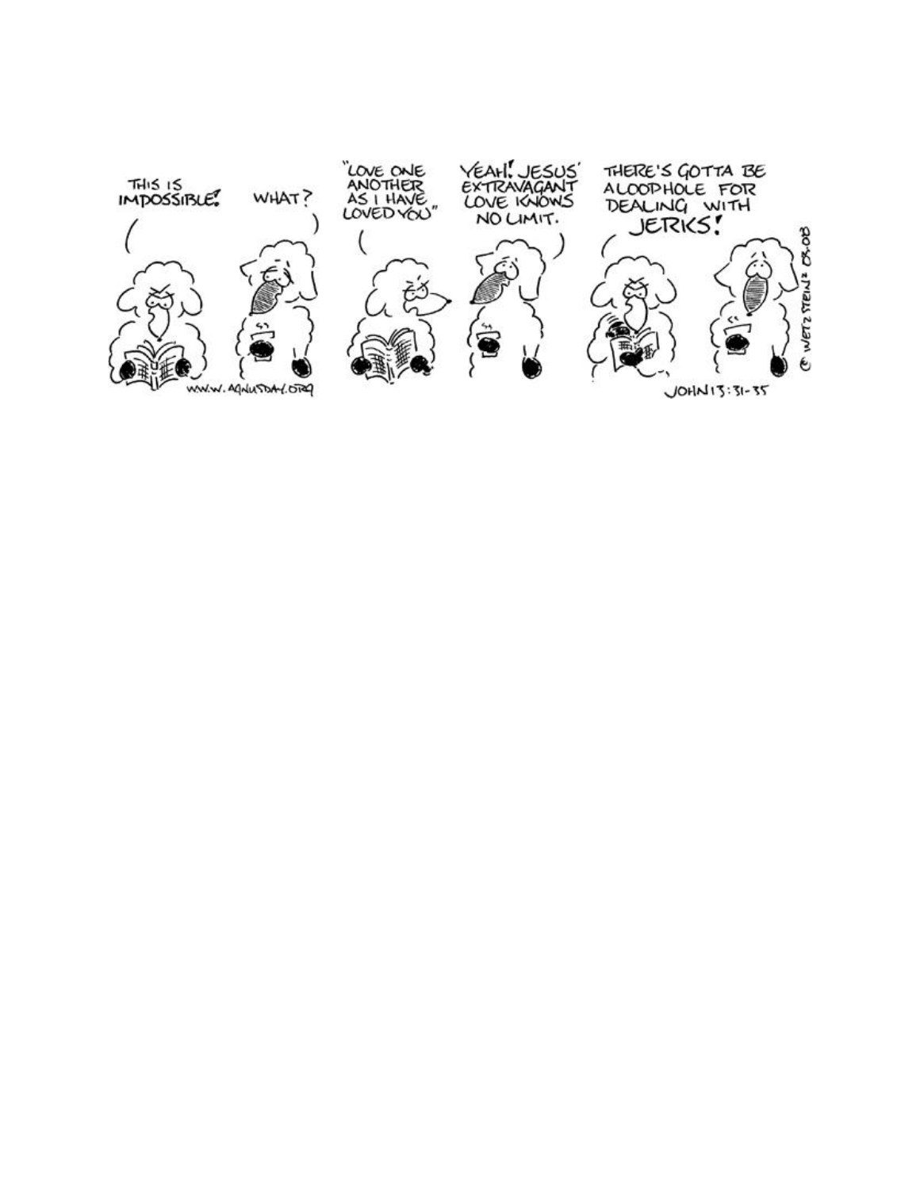THIS IS IMPOSSIBLE!

WHAT?

"LOVE ONE ANOTHER AS I HAVE LOVED YOU"

YEAH! JESUS' EXTRAVAGANT LOVE KNOWS NO LIMIT.

THERE'S GOTTA BE A LOOPHOLE FOR DEALING WITH JERKS!

WWW.AGNUSDAY.ORG

© WETZSTEIN 03-08

JOHN 13:31-35